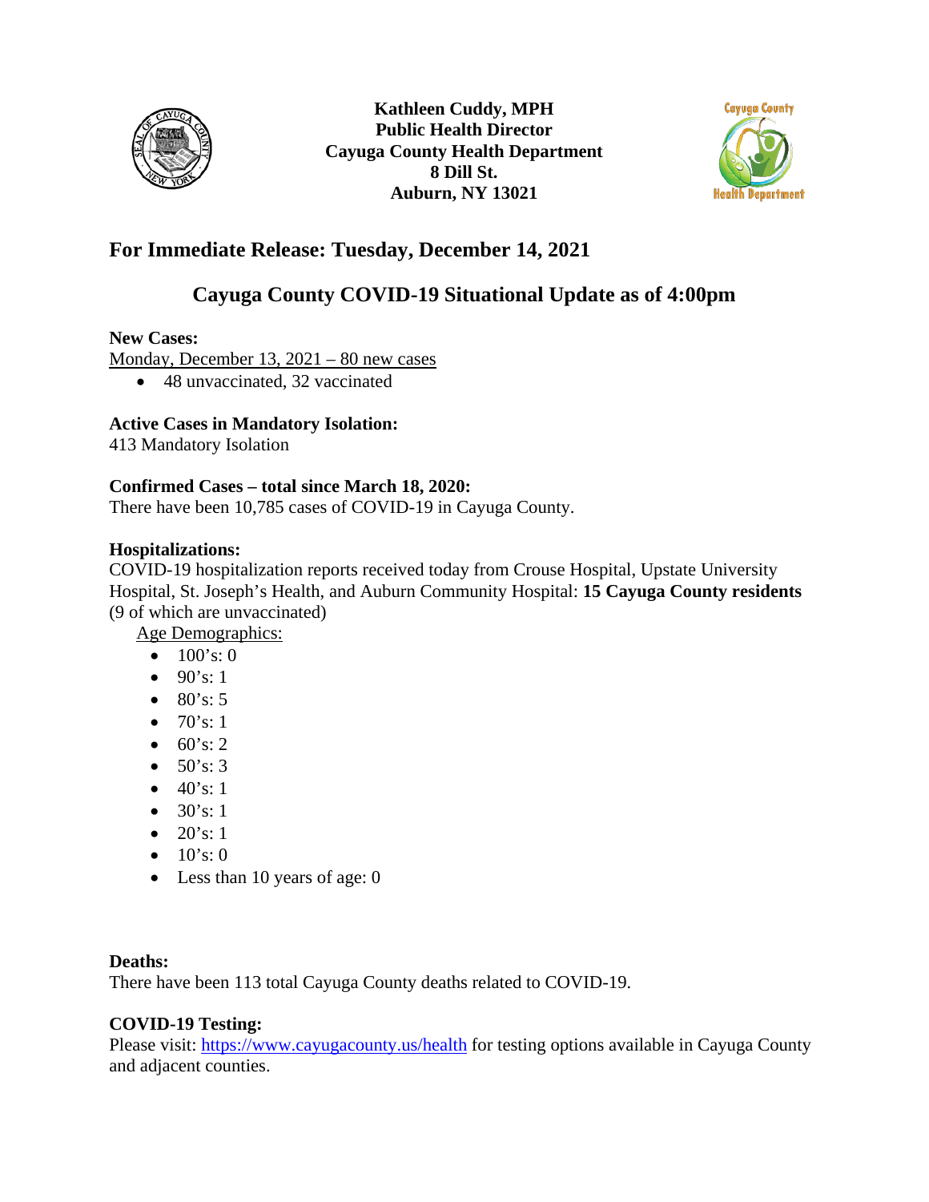**Kathleen Cuddy, MPH**
**Public Health Director**
**Cayuga County Health Department**
**8 Dill St.**
**Auburn, NY 13021**

## For Immediate Release: Tuesday, December 14, 2021

## Cayuga County COVID-19 Situational Update as of 4:00pm

**New Cases:**

Monday, December 13, 2021 – 80 new cases

- 48 unvaccinated, 32 vaccinated

**Active Cases in Mandatory Isolation:**

413 Mandatory Isolation

**Confirmed Cases – total since March 18, 2020:**

There have been 10,785 cases of COVID-19 in Cayuga County.

**Hospitalizations:**

COVID-19 hospitalization reports received today from Crouse Hospital, Upstate University Hospital, St. Joseph's Health, and Auburn Community Hospital: **15 Cayuga County residents** (9 of which are unvaccinated)

Age Demographics:

- 100's: 0
- 90's: 1
- 80's: 5
- 70's: 1
- 60's: 2
- 50's: 3
- 40's: 1
- 30's: 1
- 20's: 1
- 10's: 0
- Less than 10 years of age: 0

**Deaths:**

There have been 113 total Cayuga County deaths related to COVID-19.

**COVID-19 Testing:**

Please visit: https://www.cayugacounty.us/health for testing options available in Cayuga County and adjacent counties.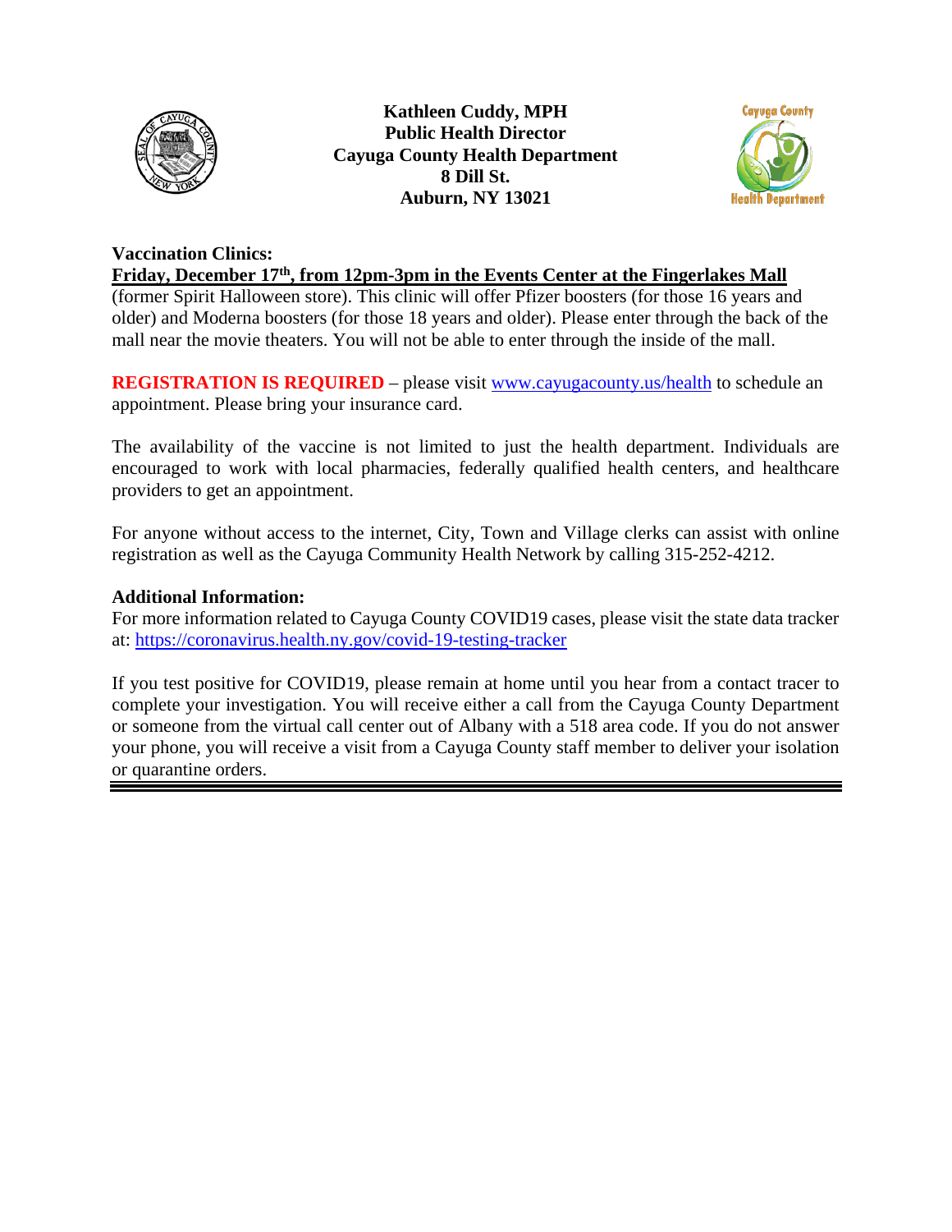**Kathleen Cuddy, MPH**
**Public Health Director**
**Cayuga County Health Department**
**8 Dill St.**
**Auburn, NY 13021**

**Vaccination Clinics:**

**Friday, December 17th, from 12pm-3pm in the Events Center at the Fingerlakes Mall** (former Spirit Halloween store). This clinic will offer Pfizer boosters (for those 16 years and older) and Moderna boosters (for those 18 years and older). Please enter through the back of the mall near the movie theaters. You will not be able to enter through the inside of the mall.

**REGISTRATION IS REQUIRED** – please visit [www.cayugacounty.us/health](http://www.cayugacounty.us/health) to schedule an appointment. Please bring your insurance card.

The availability of the vaccine is not limited to just the health department. Individuals are encouraged to work with local pharmacies, federally qualified health centers, and healthcare providers to get an appointment.

For anyone without access to the internet, City, Town and Village clerks can assist with online registration as well as the Cayuga Community Health Network by calling 315-252-4212.

**Additional Information:**

For more information related to Cayuga County COVID19 cases, please visit the state data tracker at: [https://coronavirus.health.ny.gov/covid-19-testing-tracker](https://coronavirus.health.ny.gov/covid-19-testing-tracker)

If you test positive for COVID19, please remain at home until you hear from a contact tracer to complete your investigation. You will receive either a call from the Cayuga County Department or someone from the virtual call center out of Albany with a 518 area code. If you do not answer your phone, you will receive a visit from a Cayuga County staff member to deliver your isolation or quarantine orders.